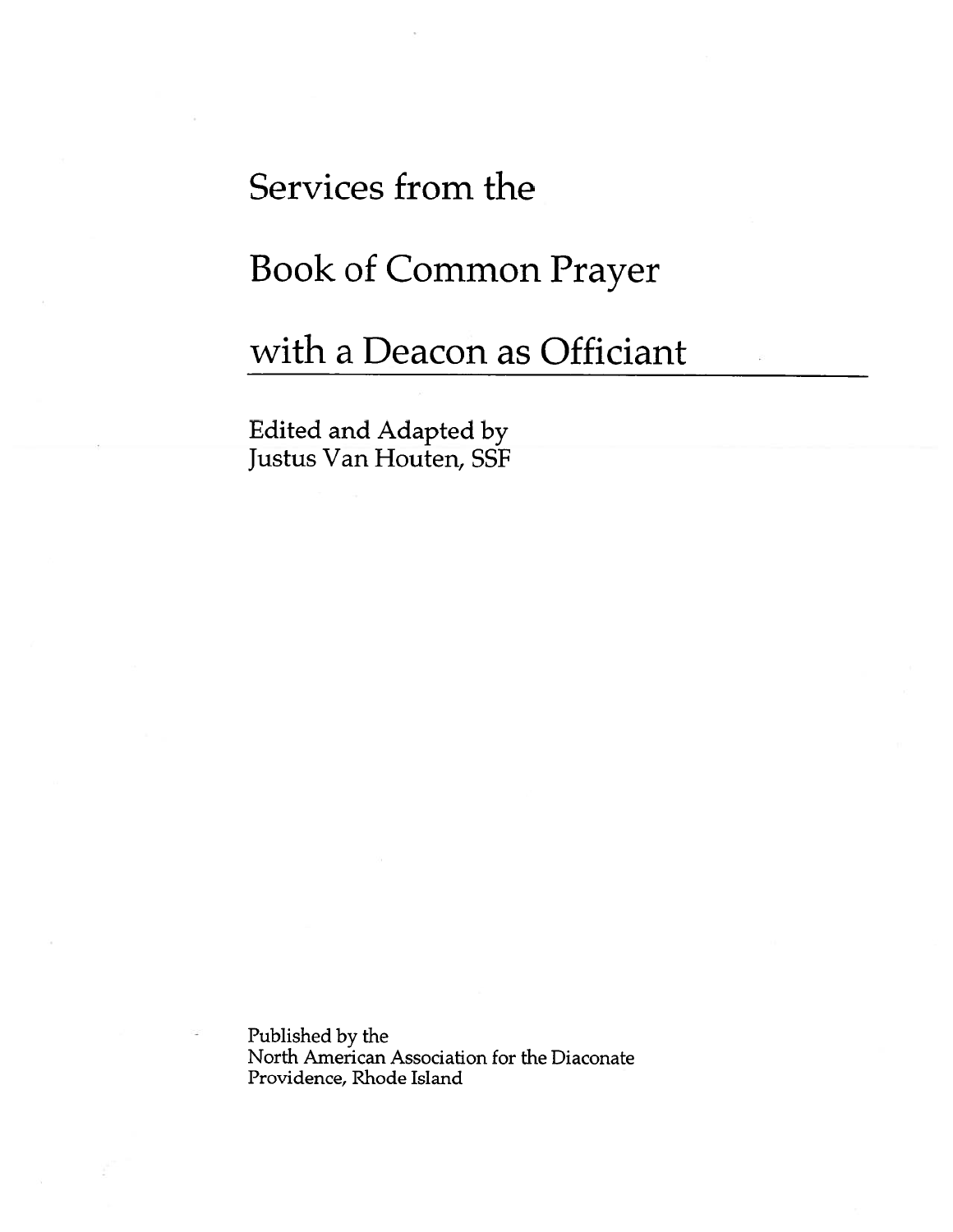# Services from the Book of Common Prayer with a Deacon as Officiant

Edited and Adapted by
Justus Van Houten, SSF

Published by the
North American Association for the Diaconate
Providence, Rhode Island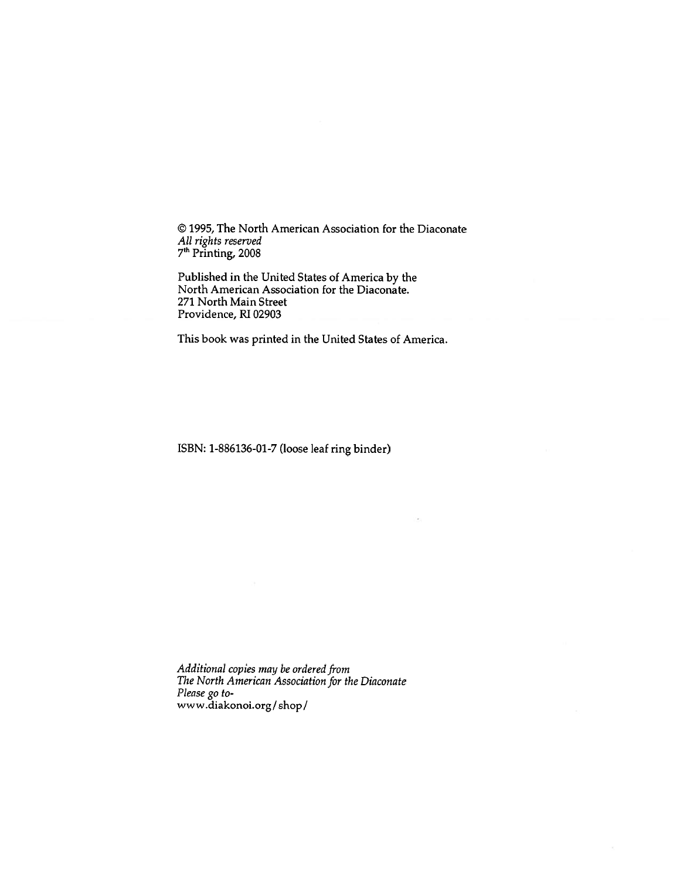© 1995, The North American Association for the Diaconate
*All rights reserved*
7th Printing, 2008

Published in the United States of America by the
North American Association for the Diaconate.
271 North Main Street
Providence, RI 02903

This book was printed in the United States of America.

ISBN: 1-886136-01-7 (loose leaf ring binder)

*Additional copies may be ordered from*
*The North American Association for the Diaconate*
*Please go to-*
www.diakonoi.org/shop/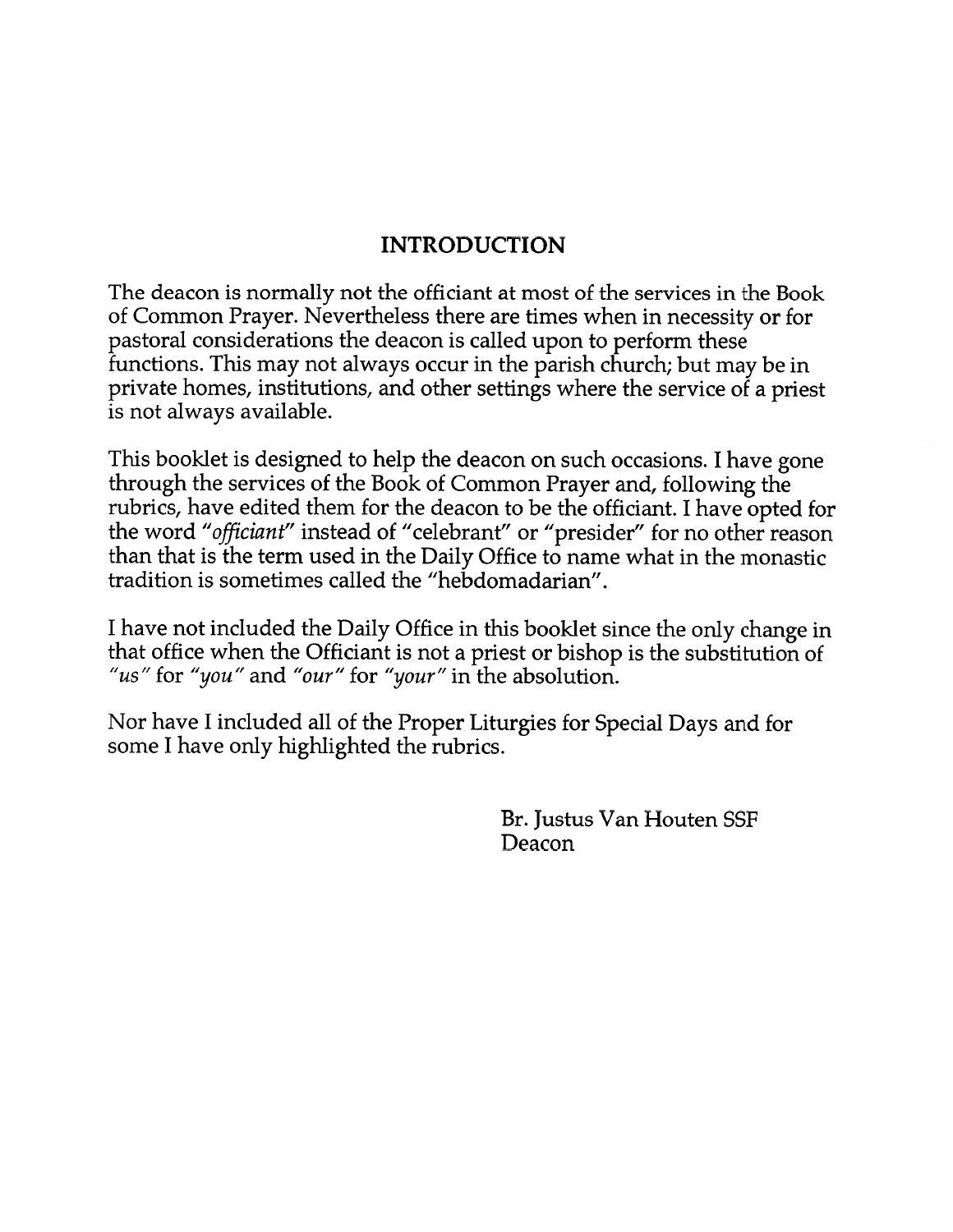# INTRODUCTION

The deacon is normally not the officiant at most of the services in the Book of Common Prayer. Nevertheless there are times when in necessity or for pastoral considerations the deacon is called upon to perform these functions. This may not always occur in the parish church; but may be in private homes, institutions, and other settings where the service of a priest is not always available.

This booklet is designed to help the deacon on such occasions. I have gone through the services of the Book of Common Prayer and, following the rubrics, have edited them for the deacon to be the officiant. I have opted for the word *"officiant"* instead of "celebrant" or "presider" for no other reason than that is the term used in the Daily Office to name what in the monastic tradition is sometimes called the "hebdomadarian".

I have not included the Daily Office in this booklet since the only change in that office when the Officiant is not a priest or bishop is the substitution of *"us"* for *"you"* and *"our"* for *"your"* in the absolution.

Nor have I included all of the Proper Liturgies for Special Days and for some I have only highlighted the rubrics.

Br. Justus Van Houten SSF
Deacon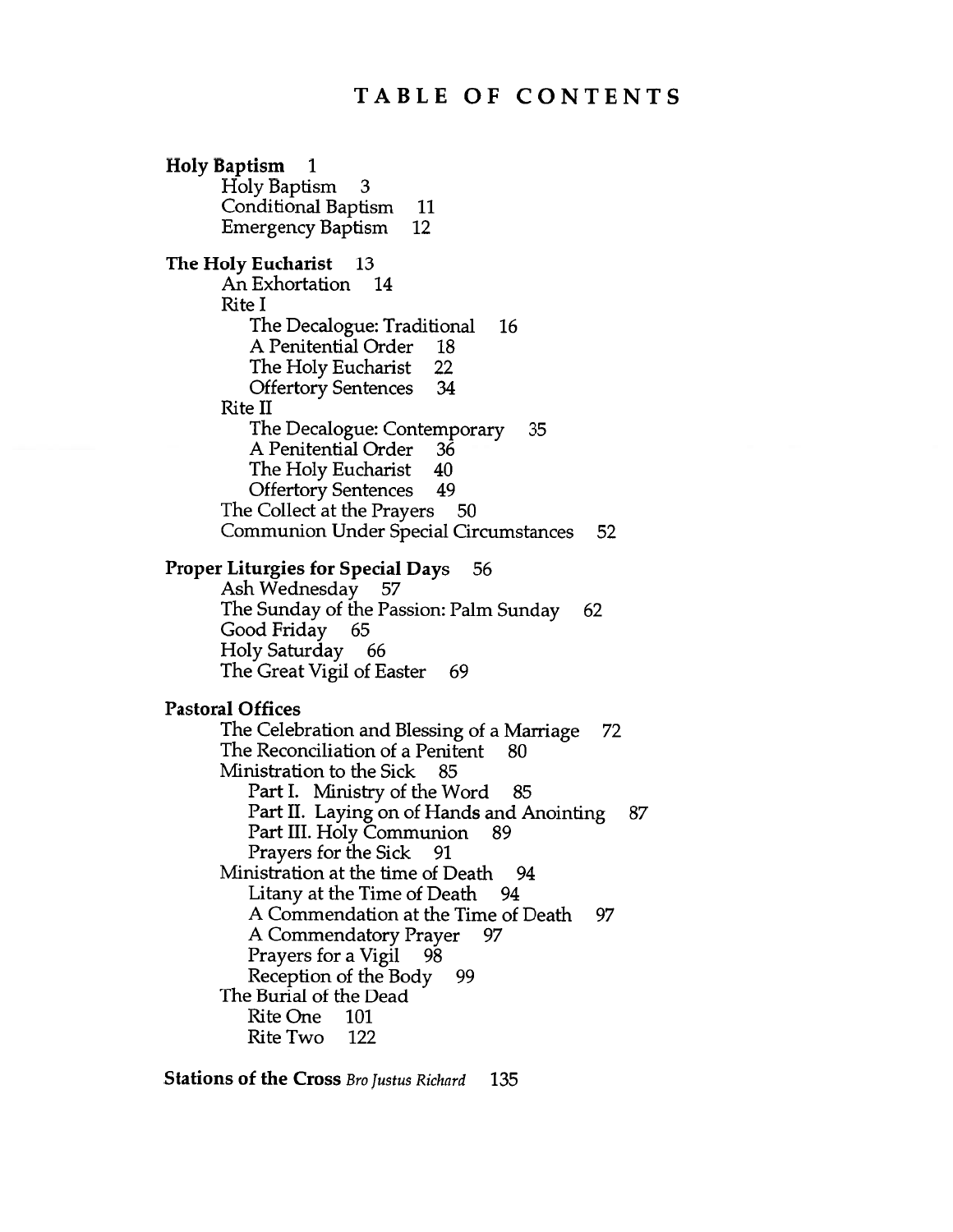# TABLE OF CONTENTS

**Holy Baptism** 1
- Holy Baptism 3
- Conditional Baptism 11
- Emergency Baptism 12

**The Holy Eucharist** 13
- An Exhortation 14
- Rite I
  - The Decalogue: Traditional 16
  - A Penitential Order 18
  - The Holy Eucharist 22
  - Offertory Sentences 34
- Rite II
  - The Decalogue: Contemporary 35
  - A Penitential Order 36
  - The Holy Eucharist 40
  - Offertory Sentences 49
- The Collect at the Prayers 50
- Communion Under Special Circumstances 52

**Proper Liturgies for Special Days** 56
- Ash Wednesday 57
- The Sunday of the Passion: Palm Sunday 62
- Good Friday 65
- Holy Saturday 66
- The Great Vigil of Easter 69

**Pastoral Offices**
- The Celebration and Blessing of a Marriage 72
- The Reconciliation of a Penitent 80
- Ministration to the Sick 85
  - Part I. Ministry of the Word 85
  - Part II. Laying on of Hands and Anointing 87
  - Part III. Holy Communion 89
  - Prayers for the Sick 91
- Ministration at the time of Death 94
  - Litany at the Time of Death 94
  - A Commendation at the Time of Death 97
  - A Commendatory Prayer 97
  - Prayers for a Vigil 98
  - Reception of the Body 99
- The Burial of the Dead
  - Rite One 101
  - Rite Two 122

**Stations of the Cross** *Bro Justus Richard* 135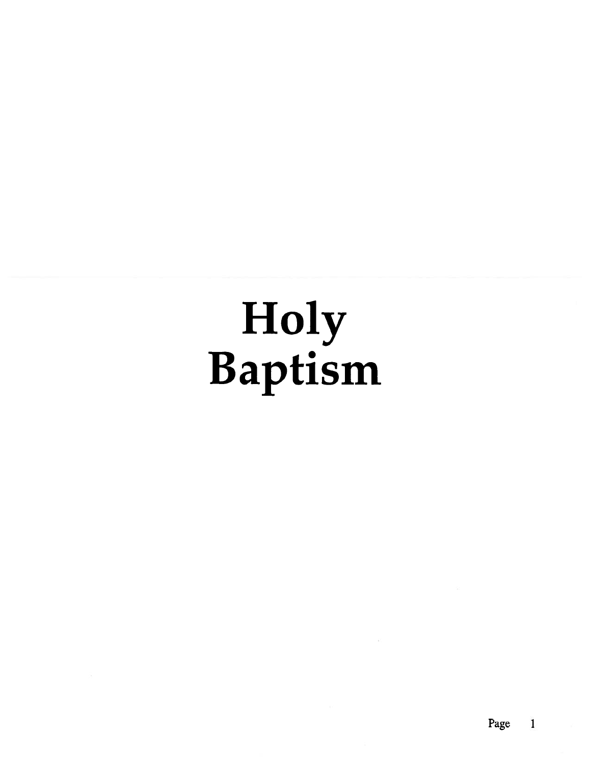# Holy Baptism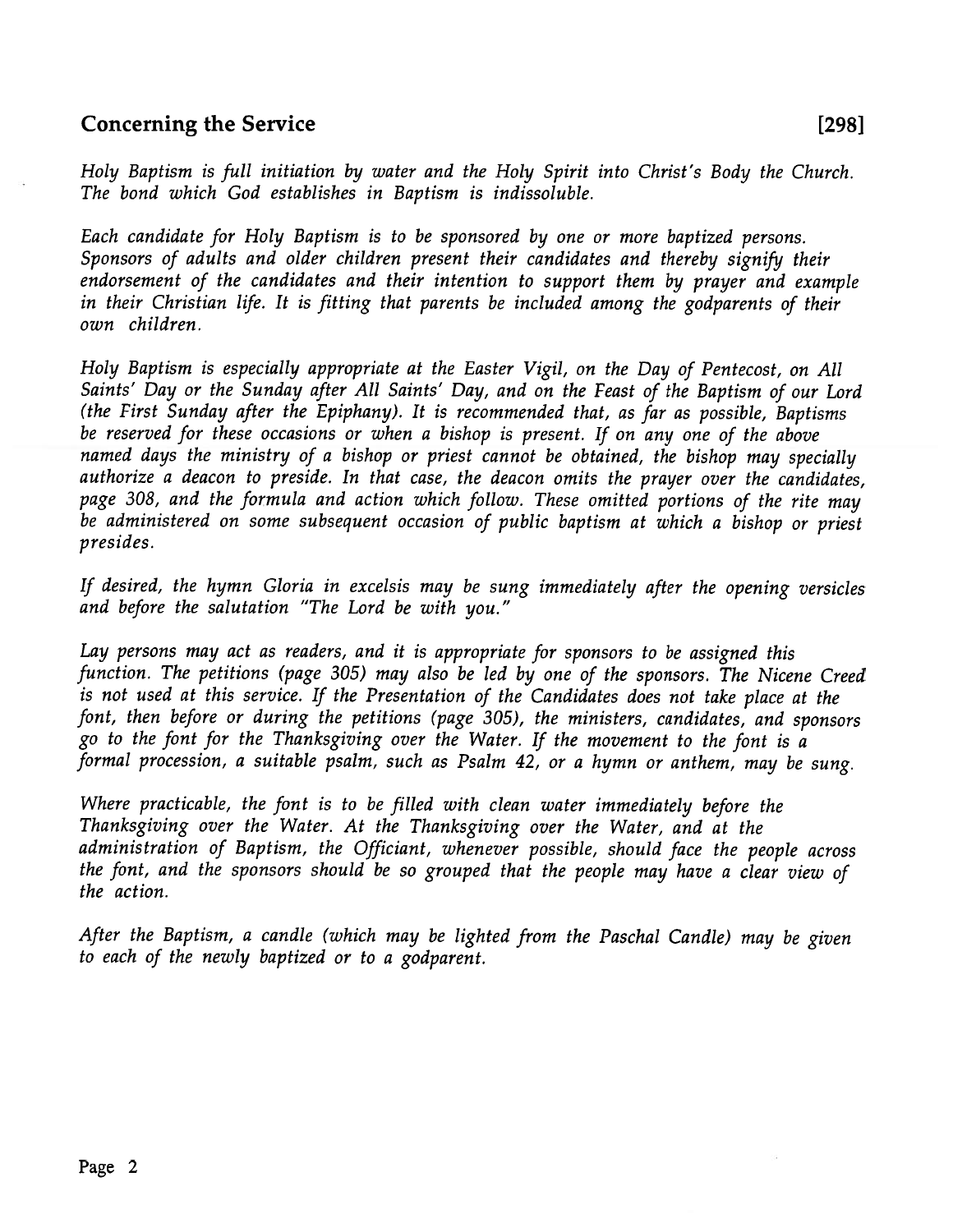## Concerning the Service [298]

*Holy Baptism is full initiation by water and the Holy Spirit into Christ's Body the Church. The bond which God establishes in Baptism is indissoluble.*

*Each candidate for Holy Baptism is to be sponsored by one or more baptized persons. Sponsors of adults and older children present their candidates and thereby signify their endorsement of the candidates and their intention to support them by prayer and example in their Christian life. It is fitting that parents be included among the godparents of their own children.*

*Holy Baptism is especially appropriate at the Easter Vigil, on the Day of Pentecost, on All Saints' Day or the Sunday after All Saints' Day, and on the Feast of the Baptism of our Lord (the First Sunday after the Epiphany). It is recommended that, as far as possible, Baptisms be reserved for these occasions or when a bishop is present. If on any one of the above named days the ministry of a bishop or priest cannot be obtained, the bishop may specially authorize a deacon to preside. In that case, the deacon omits the prayer over the candidates, page 308, and the formula and action which follow. These omitted portions of the rite may be administered on some subsequent occasion of public baptism at which a bishop or priest presides.*

*If desired, the hymn Gloria in excelsis may be sung immediately after the opening versicles and before the salutation "The Lord be with you."*

*Lay persons may act as readers, and it is appropriate for sponsors to be assigned this function. The petitions (page 305) may also be led by one of the sponsors. The Nicene Creed is not used at this service. If the Presentation of the Candidates does not take place at the font, then before or during the petitions (page 305), the ministers, candidates, and sponsors go to the font for the Thanksgiving over the Water. If the movement to the font is a formal procession, a suitable psalm, such as Psalm 42, or a hymn or anthem, may be sung.*

*Where practicable, the font is to be filled with clean water immediately before the Thanksgiving over the Water. At the Thanksgiving over the Water, and at the administration of Baptism, the Officiant, whenever possible, should face the people across the font, and the sponsors should be so grouped that the people may have a clear view of the action.*

*After the Baptism, a candle (which may be lighted from the Paschal Candle) may be given to each of the newly baptized or to a godparent.*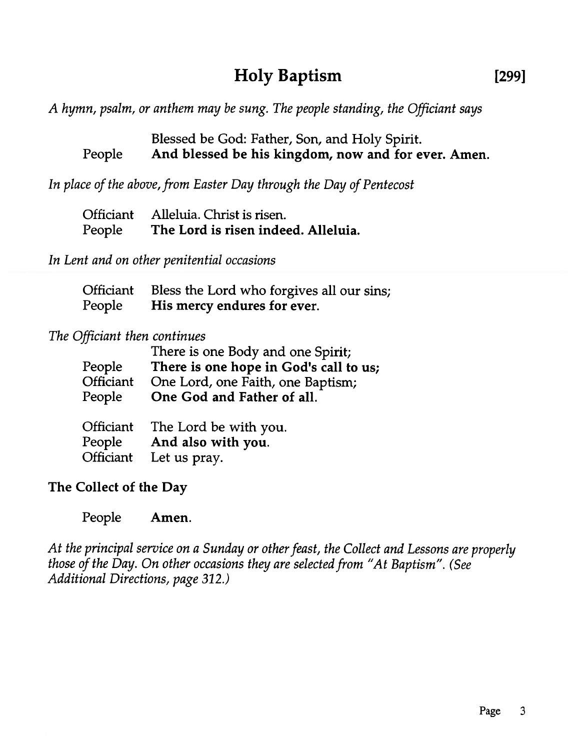# Holy Baptism [299]

*A hymn, psalm, or anthem may be sung. The people standing, the Officiant says*

| | |
|---|---|
| | Blessed be God: Father, Son, and Holy Spirit. |
| People | **And blessed be his kingdom, now and for ever. Amen.** |

*In place of the above, from Easter Day through the Day of Pentecost*

| | |
|---|---|
| Officiant | Alleluia. Christ is risen. |
| People | **The Lord is risen indeed. Alleluia.** |

*In Lent and on other penitential occasions*

| | |
|---|---|
| Officiant | Bless the Lord who forgives all our sins; |
| People | **His mercy endures for ever.** |

*The Officiant then continues*

| | |
|---|---|
| | There is one Body and one Spirit; |
| People | **There is one hope in God's call to us;** |
| Officiant | One Lord, one Faith, one Baptism; |
| People | **One God and Father of all.** |

| | |
|---|---|
| Officiant | The Lord be with you. |
| People | **And also with you.** |
| Officiant | Let us pray. |

**The Collect of the Day**

People **Amen.**

*At the principal service on a Sunday or other feast, the Collect and Lessons are properly those of the Day. On other occasions they are selected from "At Baptism". (See Additional Directions, page 312.)*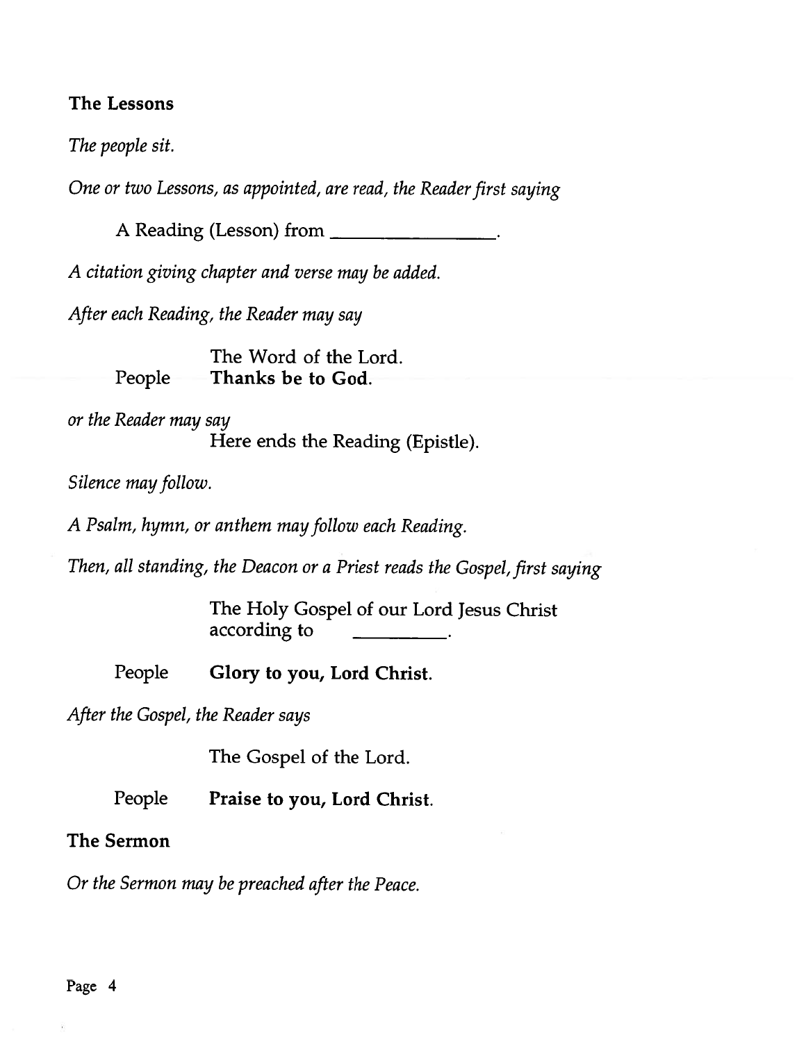**The Lessons**

*The people sit.*

*One or two Lessons, as appointed, are read, the Reader first saying*

A Reading (Lesson) from \_\_\_\_\_\_\_\_\_\_\_\_\_\_\_\_.

*A citation giving chapter and verse may be added.*

*After each Reading, the Reader may say*

The Word of the Lord.

People **Thanks be to God.**

*or the Reader may say*

Here ends the Reading (Epistle).

*Silence may follow.*

*A Psalm, hymn, or anthem may follow each Reading.*

*Then, all standing, the Deacon or a Priest reads the Gospel, first saying*

The Holy Gospel of our Lord Jesus Christ according to \_\_\_\_\_\_\_\_\_.

People **Glory to you, Lord Christ.**

*After the Gospel, the Reader says*

The Gospel of the Lord.

People **Praise to you, Lord Christ.**

**The Sermon**

*Or the Sermon may be preached after the Peace.*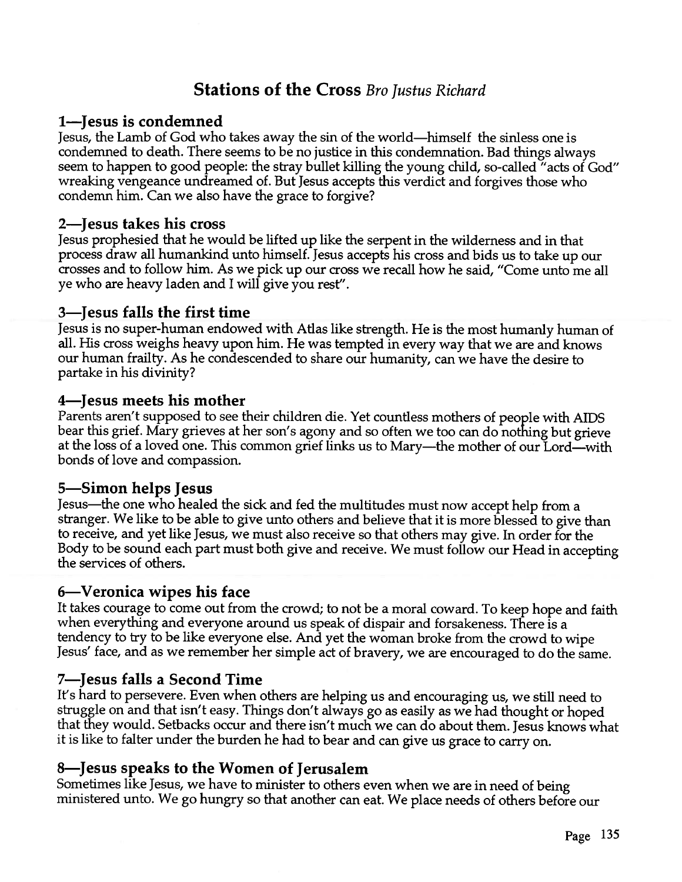## Stations of the Cross *Bro Justus Richard*

### 1—Jesus is condemned

Jesus, the Lamb of God who takes away the sin of the world—himself the sinless one is condemned to death. There seems to be no justice in this condemnation. Bad things always seem to happen to good people: the stray bullet killing the young child, so-called "acts of God" wreaking vengeance undreamed of. But Jesus accepts this verdict and forgives those who condemn him. Can we also have the grace to forgive?

### 2—Jesus takes his cross

Jesus prophesied that he would be lifted up like the serpent in the wilderness and in that process draw all humankind unto himself. Jesus accepts his cross and bids us to take up our crosses and to follow him. As we pick up our cross we recall how he said, "Come unto me all ye who are heavy laden and I will give you rest".

### 3—Jesus falls the first time

Jesus is no super-human endowed with Atlas like strength. He is the most humanly human of all. His cross weighs heavy upon him. He was tempted in every way that we are and knows our human frailty. As he condescended to share our humanity, can we have the desire to partake in his divinity?

### 4—Jesus meets his mother

Parents aren't supposed to see their children die. Yet countless mothers of people with AIDS bear this grief. Mary grieves at her son's agony and so often we too can do nothing but grieve at the loss of a loved one. This common grief links us to Mary—the mother of our Lord—with bonds of love and compassion.

### 5—Simon helps Jesus

Jesus—the one who healed the sick and fed the multitudes must now accept help from a stranger. We like to be able to give unto others and believe that it is more blessed to give than to receive, and yet like Jesus, we must also receive so that others may give. In order for the Body to be sound each part must both give and receive. We must follow our Head in accepting the services of others.

### 6—Veronica wipes his face

It takes courage to come out from the crowd; to not be a moral coward. To keep hope and faith when everything and everyone around us speak of dispair and forsakeness. There is a tendency to try to be like everyone else. And yet the woman broke from the crowd to wipe Jesus' face, and as we remember her simple act of bravery, we are encouraged to do the same.

### 7—Jesus falls a Second Time

It's hard to persevere. Even when others are helping us and encouraging us, we still need to struggle on and that isn't easy. Things don't always go as easily as we had thought or hoped that they would. Setbacks occur and there isn't much we can do about them. Jesus knows what it is like to falter under the burden he had to bear and can give us grace to carry on.

### 8—Jesus speaks to the Women of Jerusalem

Sometimes like Jesus, we have to minister to others even when we are in need of being ministered unto. We go hungry so that another can eat. We place needs of others before our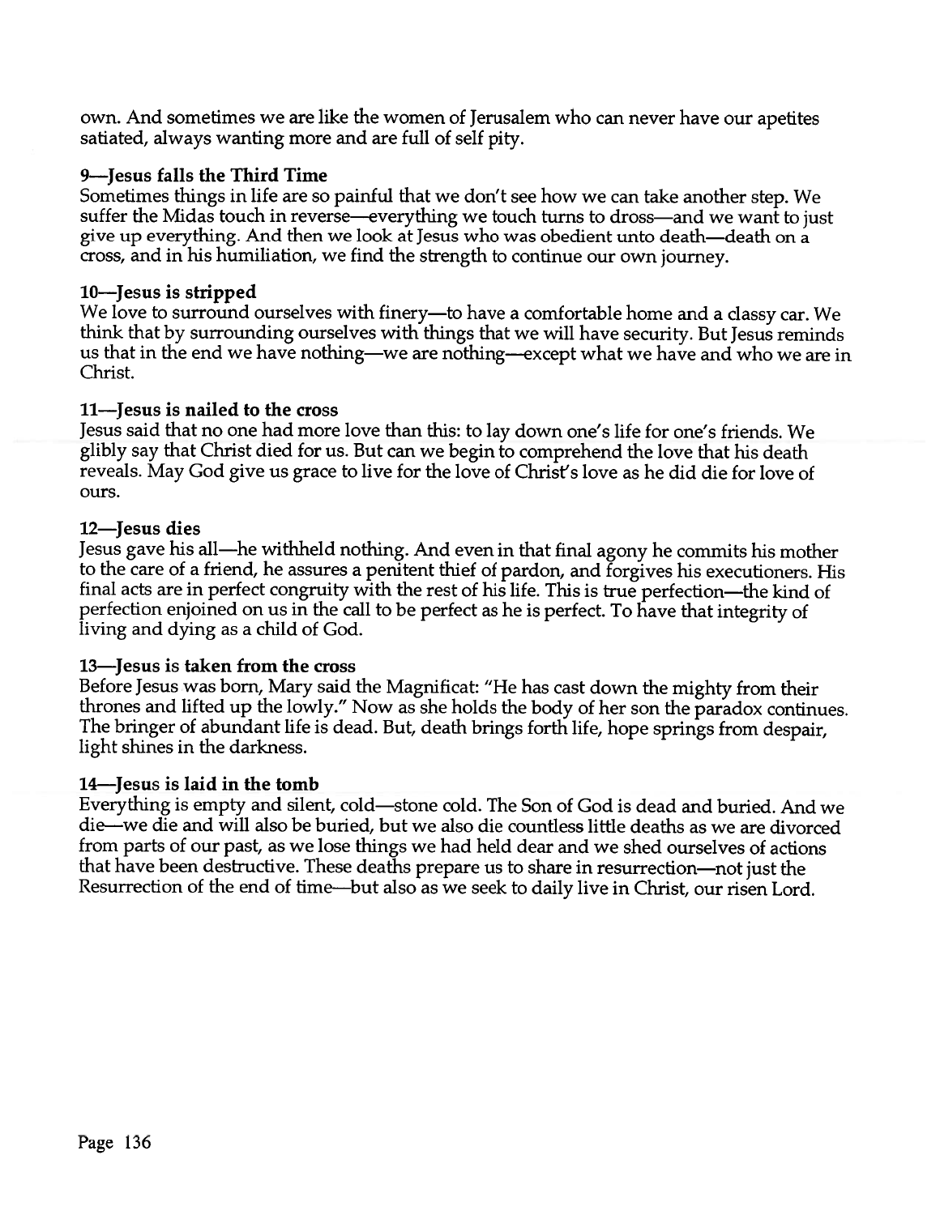own. And sometimes we are like the women of Jerusalem who can never have our apetites satiated, always wanting more and are full of self pity.

**9—Jesus falls the Third Time**

Sometimes things in life are so painful that we don't see how we can take another step. We suffer the Midas touch in reverse—everything we touch turns to dross—and we want to just give up everything. And then we look at Jesus who was obedient unto death—death on a cross, and in his humiliation, we find the strength to continue our own journey.

**10—Jesus is stripped**

We love to surround ourselves with finery—to have a comfortable home and a classy car. We think that by surrounding ourselves with things that we will have security. But Jesus reminds us that in the end we have nothing—we are nothing—except what we have and who we are in Christ.

**11—Jesus is nailed to the cross**

Jesus said that no one had more love than this: to lay down one's life for one's friends. We glibly say that Christ died for us. But can we begin to comprehend the love that his death reveals. May God give us grace to live for the love of Christ's love as he did die for love of ours.

**12—Jesus dies**

Jesus gave his all—he withheld nothing. And even in that final agony he commits his mother to the care of a friend, he assures a penitent thief of pardon, and forgives his executioners. His final acts are in perfect congruity with the rest of his life. This is true perfection—the kind of perfection enjoined on us in the call to be perfect as he is perfect. To have that integrity of living and dying as a child of God.

**13—Jesus is taken from the cross**

Before Jesus was born, Mary said the Magnificat: "He has cast down the mighty from their thrones and lifted up the lowly." Now as she holds the body of her son the paradox continues. The bringer of abundant life is dead. But, death brings forth life, hope springs from despair, light shines in the darkness.

**14—Jesus is laid in the tomb**

Everything is empty and silent, cold—stone cold. The Son of God is dead and buried. And we die—we die and will also be buried, but we also die countless little deaths as we are divorced from parts of our past, as we lose things we had held dear and we shed ourselves of actions that have been destructive. These deaths prepare us to share in resurrection—not just the Resurrection of the end of time—but also as we seek to daily live in Christ, our risen Lord.